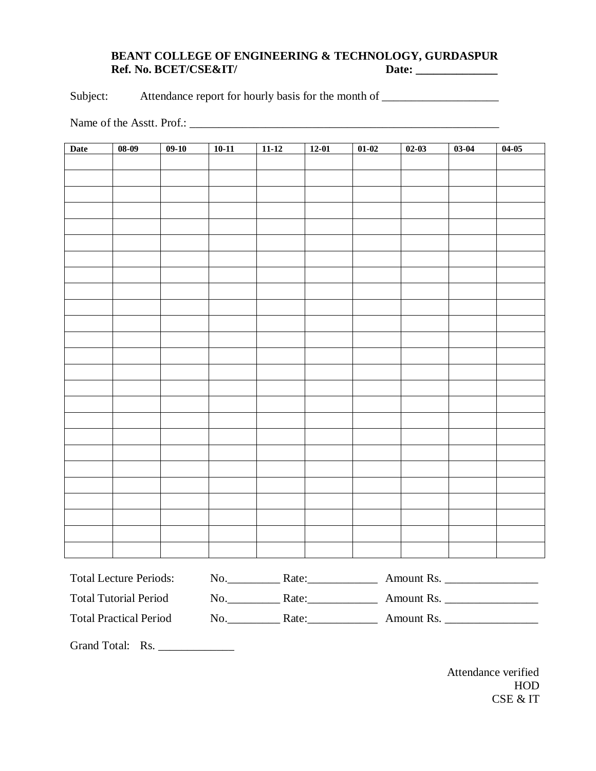**BEANT COLLEGE OF ENGINEERING & TECHNOLOGY, GURDASPUR**
**Ref. No. BCET/CSE&IT/ Date: ______________**

Subject: Attendance report for hourly basis for the month of ____________________

Name of the Asstt. Prof.: _______________________________________________________

| Date | 08-09 | 09-10 | 10-11 | 11-12 | 12-01 | 01-02 | 02-03 | 03-04 | 04-05 |
|---|---|---|---|---|---|---|---|---|---|
| | | | | | | | | | |
| | | | | | | | | | |
| | | | | | | | | | |
| | | | | | | | | | |
| | | | | | | | | | |
| | | | | | | | | | |
| | | | | | | | | | |
| | | | | | | | | | |
| | | | | | | | | | |
| | | | | | | | | | |
| | | | | | | | | | |
| | | | | | | | | | |
| | | | | | | | | | |
| | | | | | | | | | |
| | | | | | | | | | |
| | | | | | | | | | |
| | | | | | | | | | |
| | | | | | | | | | |
| | | | | | | | | | |
| | | | | | | | | | |
| | | | | | | | | | |
| | | | | | | | | | |
| | | | | | | | | | |
| | | | | | | | | | |
| | | | | | | | | | |

Total Lecture Periods: No._________ Rate:____________ Amount Rs. ________________

Total Tutorial Period No._________ Rate:____________ Amount Rs. ________________

Total Practical Period No._________ Rate:____________ Amount Rs. ________________

Grand Total: Rs. _____________

Attendance verified
HOD
CSE & IT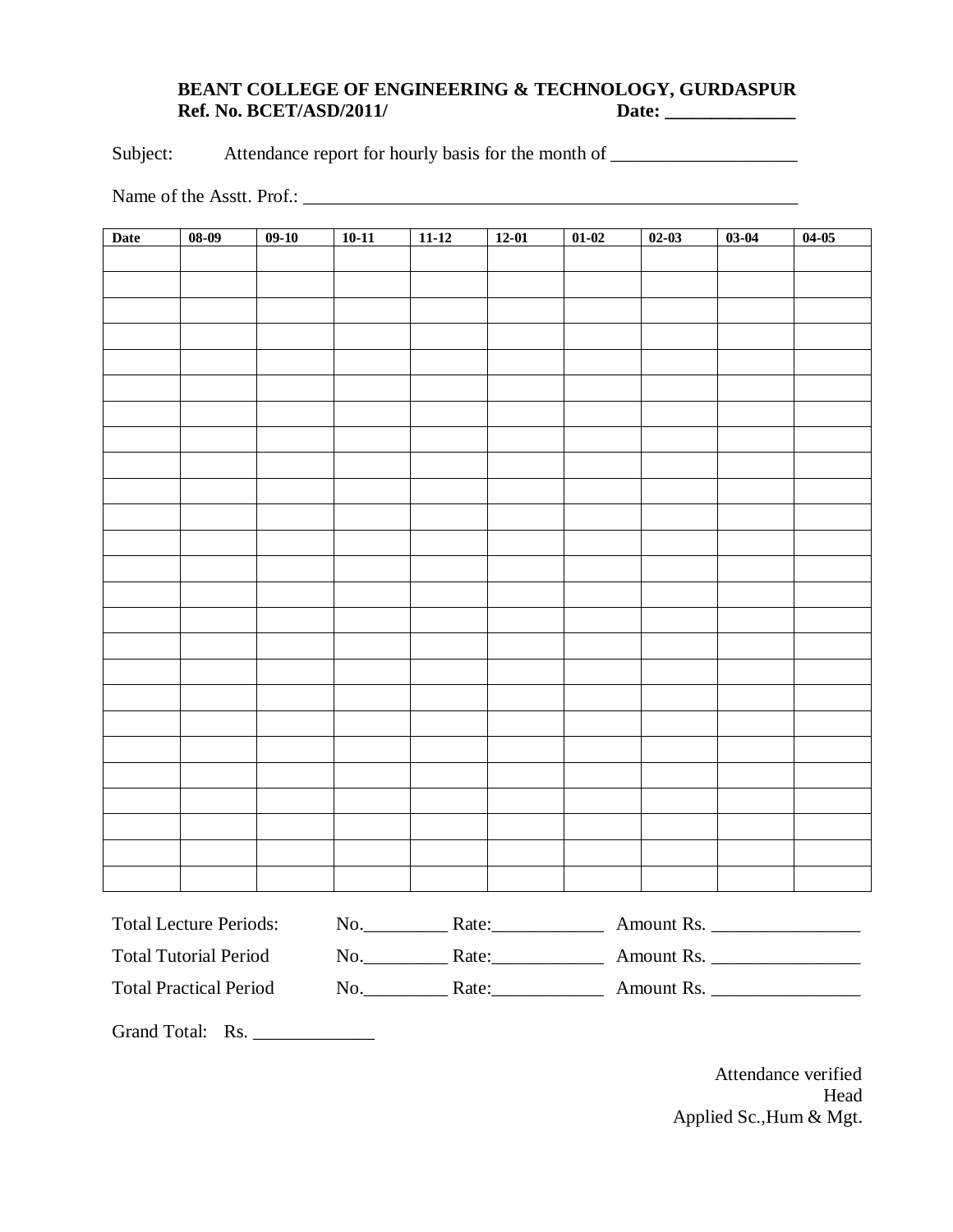**BEANT COLLEGE OF ENGINEERING & TECHNOLOGY, GURDASPUR**
**Ref. No. BCET/ASD/2011/** **Date: ______________**

Subject: Attendance report for hourly basis for the month of ____________________

Name of the Asstt. Prof.: ______________________________________________________

| Date | 08-09 | 09-10 | 10-11 | 11-12 | 12-01 | 01-02 | 02-03 | 03-04 | 04-05 |
|---|---|---|---|---|---|---|---|---|---|
| | | | | | | | | | |
| | | | | | | | | | |
| | | | | | | | | | |
| | | | | | | | | | |
| | | | | | | | | | |
| | | | | | | | | | |
| | | | | | | | | | |
| | | | | | | | | | |
| | | | | | | | | | |
| | | | | | | | | | |
| | | | | | | | | | |
| | | | | | | | | | |
| | | | | | | | | | |
| | | | | | | | | | |
| | | | | | | | | | |
| | | | | | | | | | |
| | | | | | | | | | |
| | | | | | | | | | |
| | | | | | | | | | |
| | | | | | | | | | |
| | | | | | | | | | |
| | | | | | | | | | |
| | | | | | | | | | |
| | | | | | | | | | |
| | | | | | | | | | |

Total Lecture Periods: No._________ Rate:____________ Amount Rs. ________________

Total Tutorial Period No._________ Rate:____________ Amount Rs. ________________

Total Practical Period No._________ Rate:____________ Amount Rs. ________________

Grand Total: Rs. _____________

Attendance verified
Head
Applied Sc.,Hum & Mgt.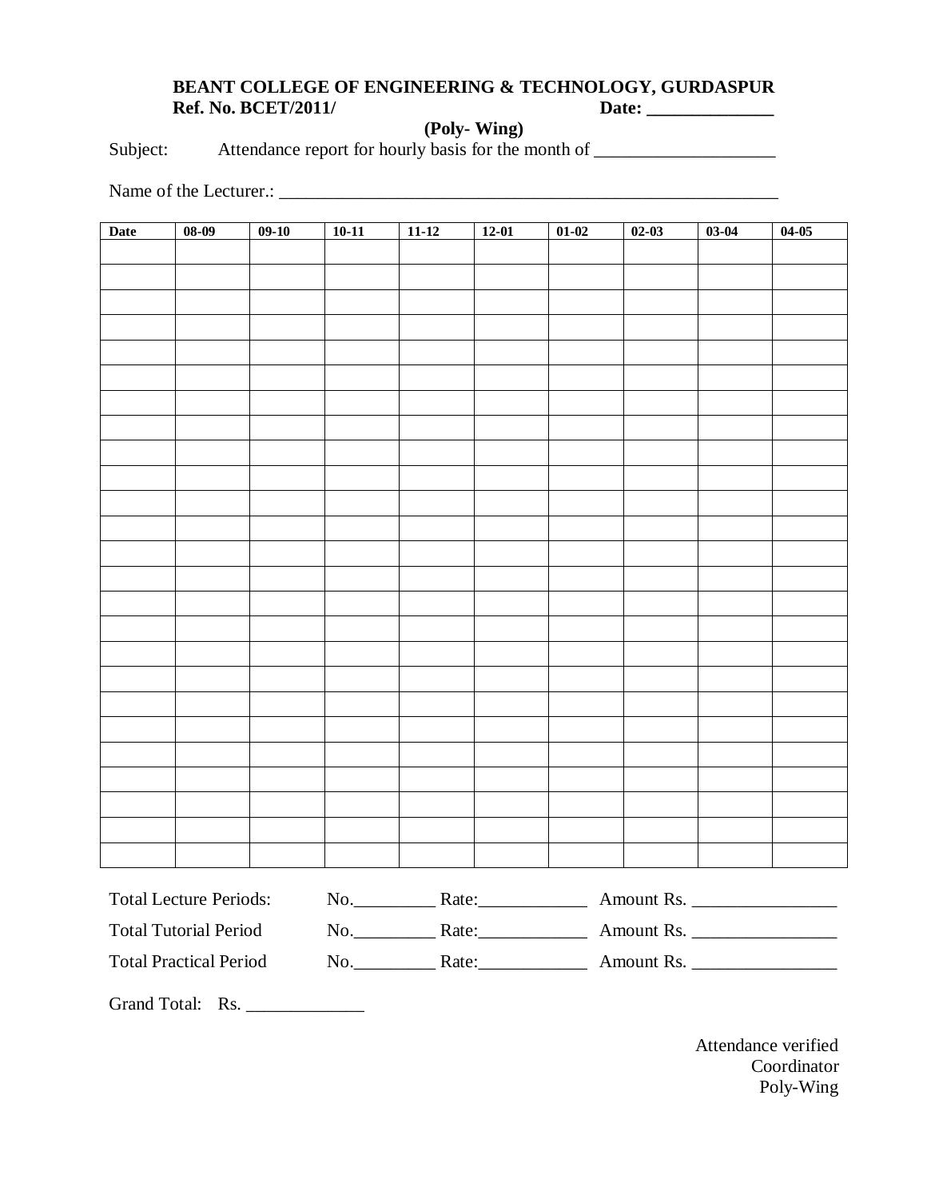**BEANT COLLEGE OF ENGINEERING & TECHNOLOGY, GURDASPUR**

**Ref. No. BCET/2011/** **Date: ______________**

**(Poly- Wing)**

Subject: Attendance report for hourly basis for the month of ____________________

Name of the Lecturer.: ________________________________________________________

| Date | 08-09 | 09-10 | 10-11 | 11-12 | 12-01 | 01-02 | 02-03 | 03-04 | 04-05 |
|---|---|---|---|---|---|---|---|---|---|
| | | | | | | | | | |
| | | | | | | | | | |
| | | | | | | | | | |
| | | | | | | | | | |
| | | | | | | | | | |
| | | | | | | | | | |
| | | | | | | | | | |
| | | | | | | | | | |
| | | | | | | | | | |
| | | | | | | | | | |
| | | | | | | | | | |
| | | | | | | | | | |
| | | | | | | | | | |
| | | | | | | | | | |
| | | | | | | | | | |
| | | | | | | | | | |
| | | | | | | | | | |
| | | | | | | | | | |
| | | | | | | | | | |
| | | | | | | | | | |
| | | | | | | | | | |
| | | | | | | | | | |
| | | | | | | | | | |
| | | | | | | | | | |
| | | | | | | | | | |

Total Lecture Periods: No._________ Rate:____________ Amount Rs. ________________

Total Tutorial Period No._________ Rate:____________ Amount Rs. ________________

Total Practical Period No._________ Rate:____________ Amount Rs. ________________

Grand Total: Rs. _____________

Attendance verified
Coordinator
Poly-Wing